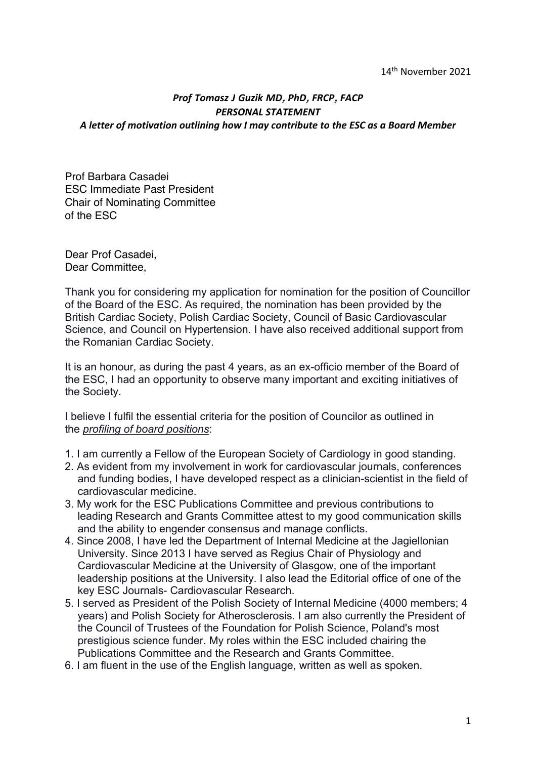14th November 2021

***Prof Tomasz J Guzik MD, PhD, FRCP, FACP***
***PERSONAL STATEMENT***
***A letter of motivation outlining how I may contribute to the ESC as a Board Member***

Prof Barbara Casadei
ESC Immediate Past President
Chair of Nominating Committee
of the ESC

Dear Prof Casadei,
Dear Committee,

Thank you for considering my application for nomination for the position of Councillor of the Board of the ESC. As required, the nomination has been provided by the British Cardiac Society, Polish Cardiac Society, Council of Basic Cardiovascular Science, and Council on Hypertension. I have also received additional support from the Romanian Cardiac Society.

It is an honour, as during the past 4 years, as an ex-officio member of the Board of the ESC, I had an opportunity to observe many important and exciting initiatives of the Society.

I believe I fulfil the essential criteria for the position of Councilor as outlined in the *profiling of board positions*:

1. I am currently a Fellow of the European Society of Cardiology in good standing.
2. As evident from my involvement in work for cardiovascular journals, conferences and funding bodies, I have developed respect as a clinician-scientist in the field of cardiovascular medicine.
3. My work for the ESC Publications Committee and previous contributions to leading Research and Grants Committee attest to my good communication skills and the ability to engender consensus and manage conflicts.
4. Since 2008, I have led the Department of Internal Medicine at the Jagiellonian University. Since 2013 I have served as Regius Chair of Physiology and Cardiovascular Medicine at the University of Glasgow, one of the important leadership positions at the University. I also lead the Editorial office of one of the key ESC Journals- Cardiovascular Research.
5. I served as President of the Polish Society of Internal Medicine (4000 members; 4 years) and Polish Society for Atherosclerosis. I am also currently the President of the Council of Trustees of the Foundation for Polish Science, Poland's most prestigious science funder. My roles within the ESC included chairing the Publications Committee and the Research and Grants Committee.
6. I am fluent in the use of the English language, written as well as spoken.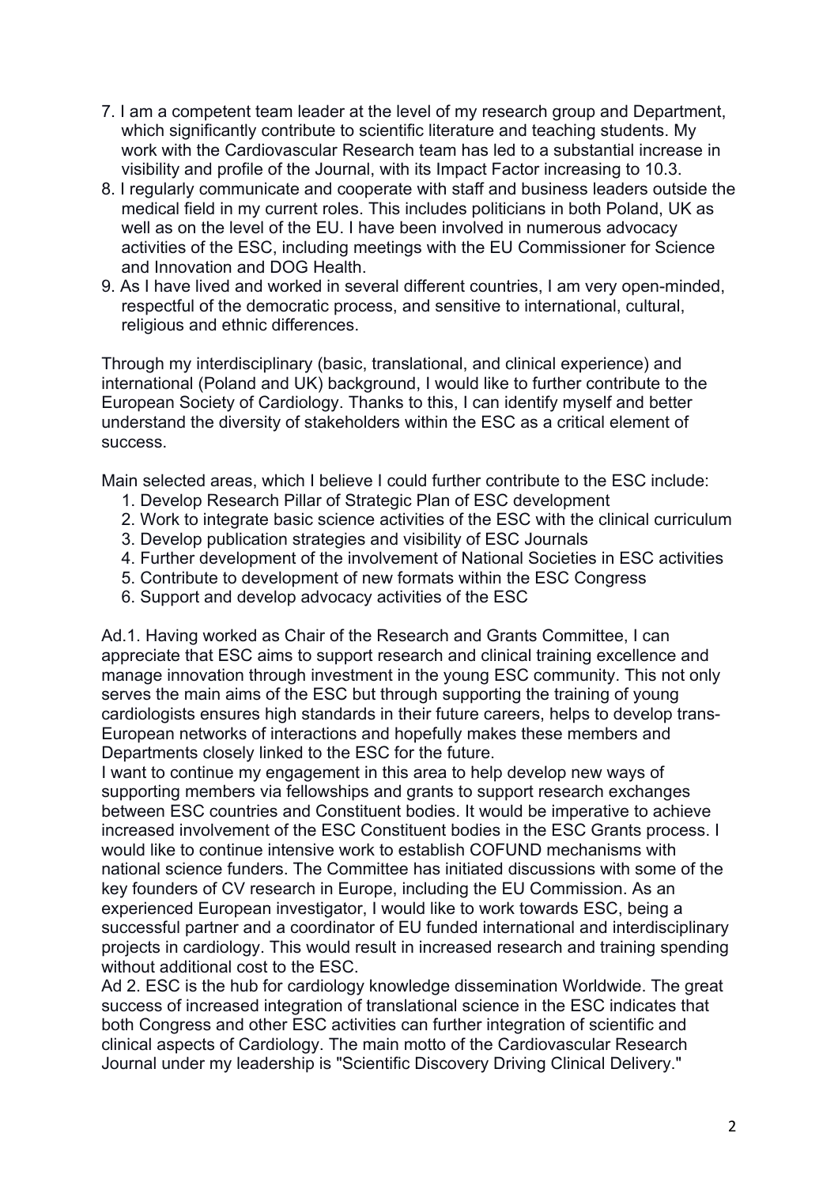7. I am a competent team leader at the level of my research group and Department, which significantly contribute to scientific literature and teaching students. My work with the Cardiovascular Research team has led to a substantial increase in visibility and profile of the Journal, with its Impact Factor increasing to 10.3.
8. I regularly communicate and cooperate with staff and business leaders outside the medical field in my current roles. This includes politicians in both Poland, UK as well as on the level of the EU. I have been involved in numerous advocacy activities of the ESC, including meetings with the EU Commissioner for Science and Innovation and DOG Health.
9. As I have lived and worked in several different countries, I am very open-minded, respectful of the democratic process, and sensitive to international, cultural, religious and ethnic differences.

Through my interdisciplinary (basic, translational, and clinical experience) and international (Poland and UK) background, I would like to further contribute to the European Society of Cardiology. Thanks to this, I can identify myself and better understand the diversity of stakeholders within the ESC as a critical element of success.

Main selected areas, which I believe I could further contribute to the ESC include:

1. Develop Research Pillar of Strategic Plan of ESC development
2. Work to integrate basic science activities of the ESC with the clinical curriculum
3. Develop publication strategies and visibility of ESC Journals
4. Further development of the involvement of National Societies in ESC activities
5. Contribute to development of new formats within the ESC Congress
6. Support and develop advocacy activities of the ESC

Ad.1. Having worked as Chair of the Research and Grants Committee, I can appreciate that ESC aims to support research and clinical training excellence and manage innovation through investment in the young ESC community. This not only serves the main aims of the ESC but through supporting the training of young cardiologists ensures high standards in their future careers, helps to develop trans-European networks of interactions and hopefully makes these members and Departments closely linked to the ESC for the future.
I want to continue my engagement in this area to help develop new ways of supporting members via fellowships and grants to support research exchanges between ESC countries and Constituent bodies. It would be imperative to achieve increased involvement of the ESC Constituent bodies in the ESC Grants process. I would like to continue intensive work to establish COFUND mechanisms with national science funders. The Committee has initiated discussions with some of the key founders of CV research in Europe, including the EU Commission. As an experienced European investigator, I would like to work towards ESC, being a successful partner and a coordinator of EU funded international and interdisciplinary projects in cardiology. This would result in increased research and training spending without additional cost to the ESC.
Ad 2. ESC is the hub for cardiology knowledge dissemination Worldwide. The great success of increased integration of translational science in the ESC indicates that both Congress and other ESC activities can further integration of scientific and clinical aspects of Cardiology. The main motto of the Cardiovascular Research Journal under my leadership is "Scientific Discovery Driving Clinical Delivery."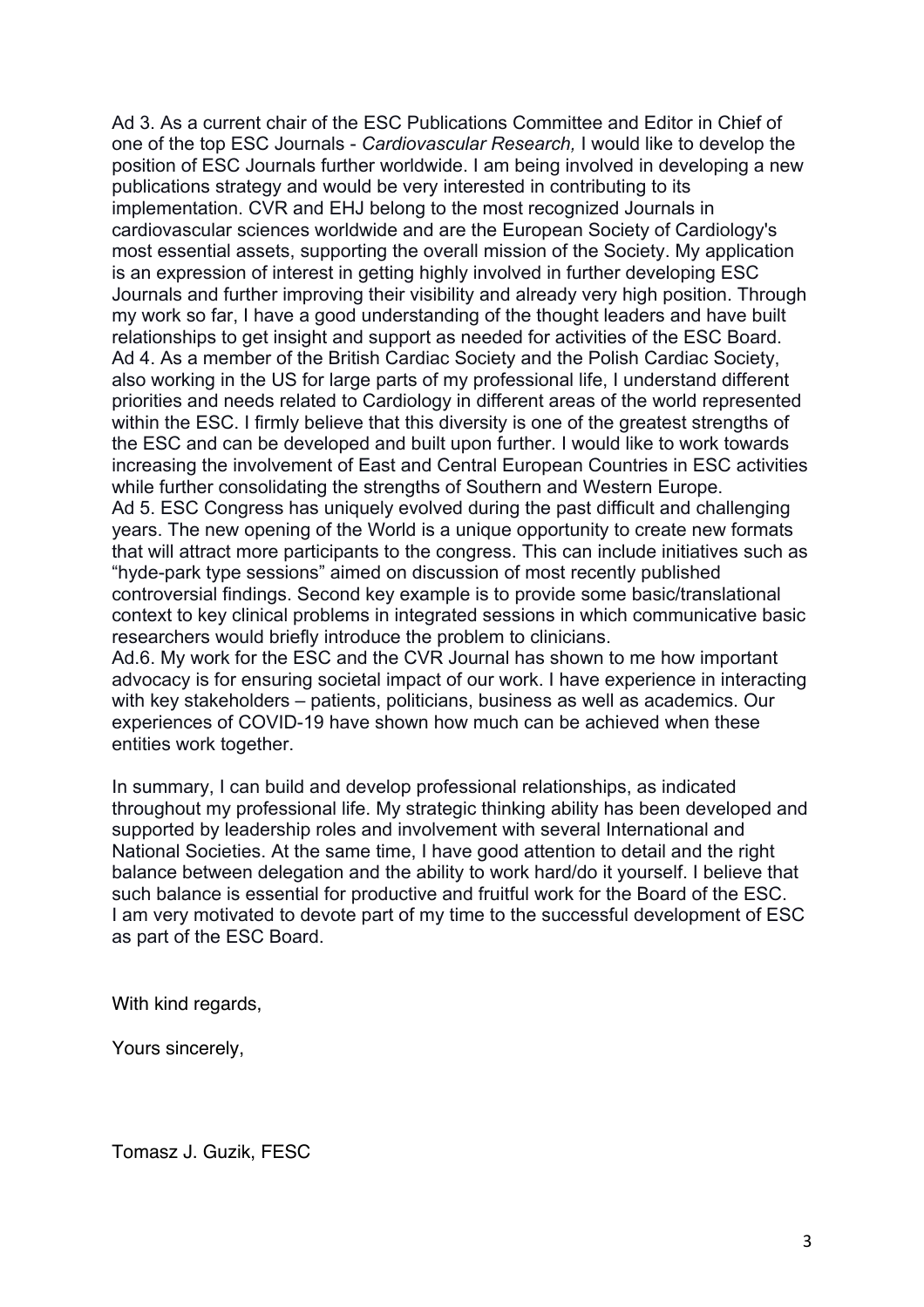Ad 3. As a current chair of the ESC Publications Committee and Editor in Chief of one of the top ESC Journals - *Cardiovascular Research,* I would like to develop the position of ESC Journals further worldwide. I am being involved in developing a new publications strategy and would be very interested in contributing to its implementation. CVR and EHJ belong to the most recognized Journals in cardiovascular sciences worldwide and are the European Society of Cardiology's most essential assets, supporting the overall mission of the Society. My application is an expression of interest in getting highly involved in further developing ESC Journals and further improving their visibility and already very high position. Through my work so far, I have a good understanding of the thought leaders and have built relationships to get insight and support as needed for activities of the ESC Board.
Ad 4. As a member of the British Cardiac Society and the Polish Cardiac Society, also working in the US for large parts of my professional life, I understand different priorities and needs related to Cardiology in different areas of the world represented within the ESC. I firmly believe that this diversity is one of the greatest strengths of the ESC and can be developed and built upon further. I would like to work towards increasing the involvement of East and Central European Countries in ESC activities while further consolidating the strengths of Southern and Western Europe.
Ad 5. ESC Congress has uniquely evolved during the past difficult and challenging years. The new opening of the World is a unique opportunity to create new formats that will attract more participants to the congress. This can include initiatives such as "hyde-park type sessions" aimed on discussion of most recently published controversial findings. Second key example is to provide some basic/translational context to key clinical problems in integrated sessions in which communicative basic researchers would briefly introduce the problem to clinicians.
Ad.6. My work for the ESC and the CVR Journal has shown to me how important advocacy is for ensuring societal impact of our work. I have experience in interacting with key stakeholders – patients, politicians, business as well as academics. Our experiences of COVID-19 have shown how much can be achieved when these entities work together.

In summary, I can build and develop professional relationships, as indicated throughout my professional life. My strategic thinking ability has been developed and supported by leadership roles and involvement with several International and National Societies. At the same time, I have good attention to detail and the right balance between delegation and the ability to work hard/do it yourself. I believe that such balance is essential for productive and fruitful work for the Board of the ESC. I am very motivated to devote part of my time to the successful development of ESC as part of the ESC Board.

With kind regards,

Yours sincerely,

Tomasz J. Guzik, FESC